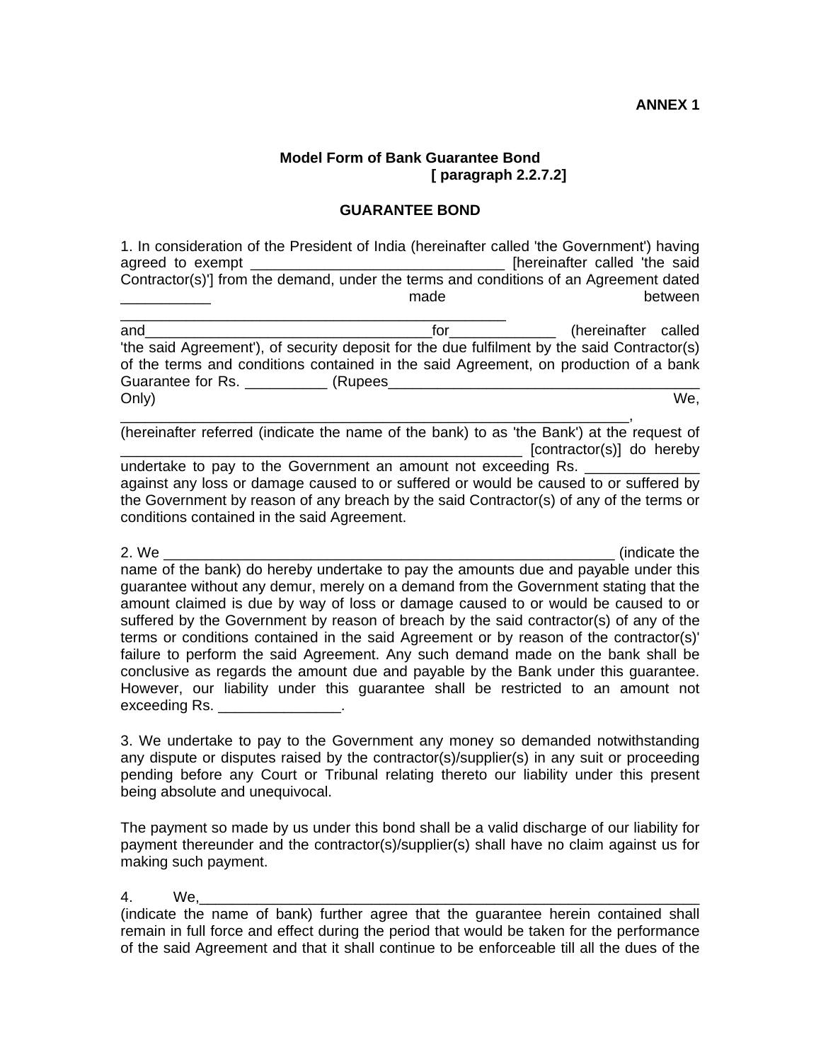**ANNEX 1**

**Model Form of Bank Guarantee Bond**
**[ paragraph 2.2.7.2]**

**GUARANTEE BOND**

1. In consideration of the President of India (hereinafter called 'the Government') having agreed to exempt _______________________________ [hereinafter called 'the said Contractor(s)'] from the demand, under the terms and conditions of an Agreement dated ___________ made between ________________________________________________ and___________________________________for_____________ (hereinafter called 'the said Agreement'), of security deposit for the due fulfilment by the said Contractor(s) of the terms and conditions contained in the said Agreement, on production of a bank Guarantee for Rs. __________ (Rupees_______________________________________ Only) We, _______________________________________________________________, (hereinafter referred (indicate the name of the bank) to as 'the Bank') at the request of ___________________________________________________ [contractor(s)] do hereby undertake to pay to the Government an amount not exceeding Rs. ______________ against any loss or damage caused to or suffered or would be caused to or suffered by the Government by reason of any breach by the said Contractor(s) of any of the terms or conditions contained in the said Agreement.

2. We _________________________________________________________ (indicate the name of the bank) do hereby undertake to pay the amounts due and payable under this guarantee without any demur, merely on a demand from the Government stating that the amount claimed is due by way of loss or damage caused to or would be caused to or suffered by the Government by reason of breach by the said contractor(s) of any of the terms or conditions contained in the said Agreement or by reason of the contractor(s)' failure to perform the said Agreement. Any such demand made on the bank shall be conclusive as regards the amount due and payable by the Bank under this guarantee. However, our liability under this guarantee shall be restricted to an amount not exceeding Rs. _______________.

3. We undertake to pay to the Government any money so demanded notwithstanding any dispute or disputes raised by the contractor(s)/supplier(s) in any suit or proceeding pending before any Court or Tribunal relating thereto our liability under this present being absolute and unequivocal.

The payment so made by us under this bond shall be a valid discharge of our liability for payment thereunder and the contractor(s)/supplier(s) shall have no claim against us for making such payment.

4. We,_______________________________________________________________ (indicate the name of bank) further agree that the guarantee herein contained shall remain in full force and effect during the period that would be taken for the performance of the said Agreement and that it shall continue to be enforceable till all the dues of the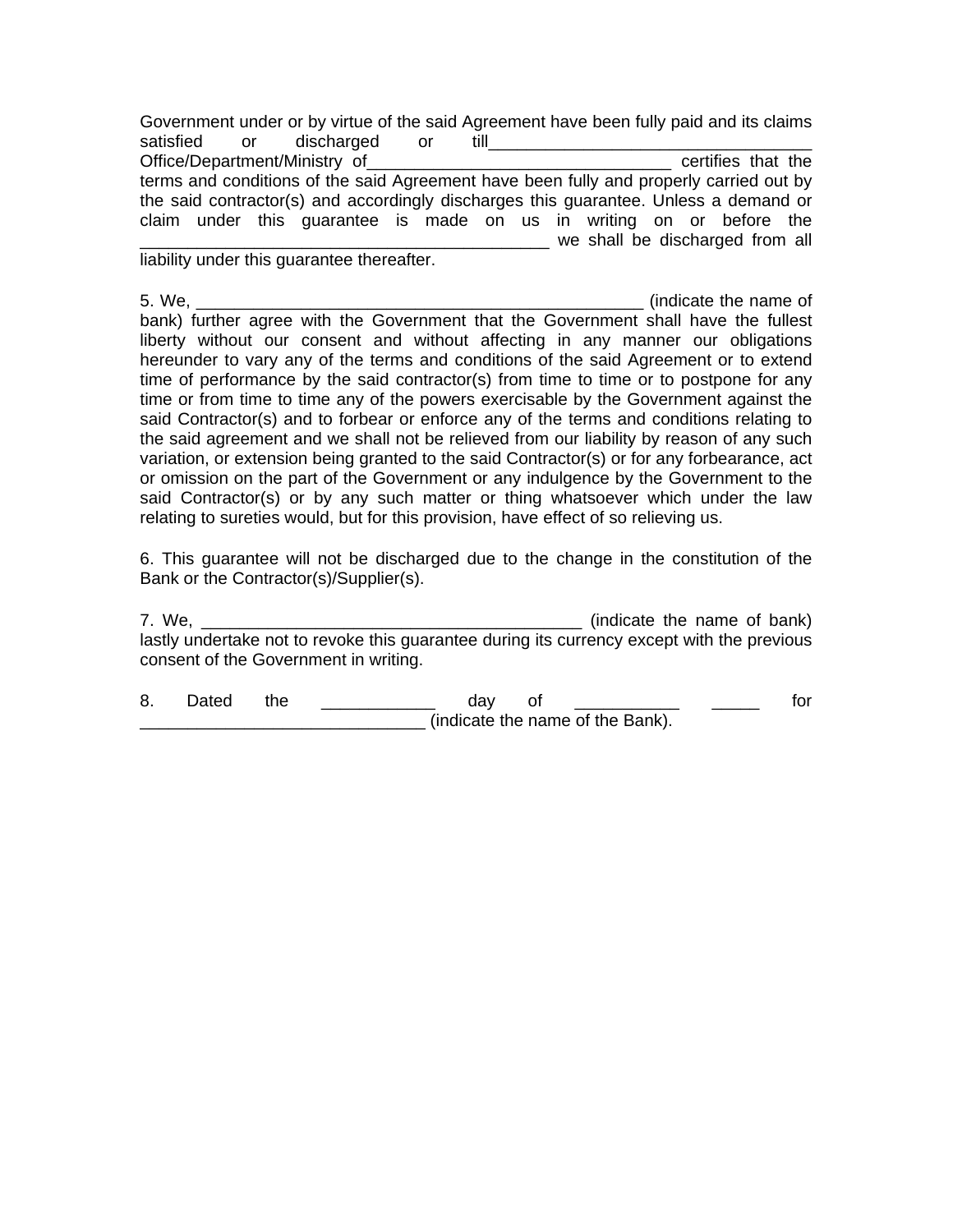Government under or by virtue of the said Agreement have been fully paid and its claims satisfied or discharged or till___________________________________ Office/Department/Ministry of________________________________ certifies that the terms and conditions of the said Agreement have been fully and properly carried out by the said contractor(s) and accordingly discharges this guarantee. Unless a demand or claim under this guarantee is made on us in writing on or before the ____________________________________________ we shall be discharged from all liability under this guarantee thereafter.

5. We, ________________________________________________ (indicate the name of bank) further agree with the Government that the Government shall have the fullest liberty without our consent and without affecting in any manner our obligations hereunder to vary any of the terms and conditions of the said Agreement or to extend time of performance by the said contractor(s) from time to time or to postpone for any time or from time to time any of the powers exercisable by the Government against the said Contractor(s) and to forbear or enforce any of the terms and conditions relating to the said agreement and we shall not be relieved from our liability by reason of any such variation, or extension being granted to the said Contractor(s) or for any forbearance, act or omission on the part of the Government or any indulgence by the Government to the said Contractor(s) or by any such matter or thing whatsoever which under the law relating to sureties would, but for this provision, have effect of so relieving us.

6. This guarantee will not be discharged due to the change in the constitution of the Bank or the Contractor(s)/Supplier(s).

7. We, ________________________________________ (indicate the name of bank) lastly undertake not to revoke this guarantee during its currency except with the previous consent of the Government in writing.

8. Dated the ____________ day of ___________ _____ for ______________________________ (indicate the name of the Bank).